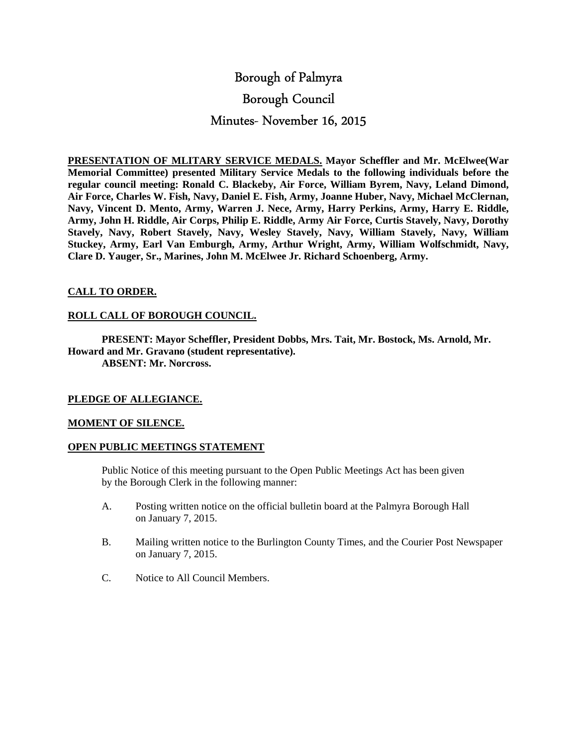# Borough of Palmyra

# Borough Council

# Minutes- November 16, 2015

**<u>PRESENTATION OF MLITARY SERVICE MEDALS.</u> Mayor Scheffler and Mr. McElwee(War Memorial Committee) presented Military Service Medals to the following individuals before the regular council meeting: Ronald C. Blackeby, Air Force, William Byrem, Navy, Leland Dimond, Air Force, Charles W. Fish, Navy, Daniel E. Fish, Army, Joanne Huber, Navy, Michael McClernan, Navy, Vincent D. Mento, Army, Warren J. Nece, Army, Harry Perkins, Army, Harry E. Riddle, Army, John H. Riddle, Air Corps, Philip E. Riddle, Army Air Force, Curtis Stavely, Navy, Dorothy Stavely, Navy, Robert Stavely, Navy, Wesley Stavely, Navy, William Stavely, Navy, William Stuckey, Army, Earl Van Emburgh, Army, Arthur Wright, Army, William Wolfschmidt, Navy, Clare D. Yauger, Sr., Marines, John M. McElwee Jr. Richard Schoenberg, Army.**

**<u>CALL TO ORDER.</u>**

**<u>ROLL CALL OF BOROUGH COUNCIL.</u>**

**PRESENT: Mayor Scheffler, President Dobbs, Mrs. Tait, Mr. Bostock, Ms. Arnold, Mr. Howard and Mr. Gravano (student representative).**
**ABSENT: Mr. Norcross.**

**<u>PLEDGE OF ALLEGIANCE.</u>**

**<u>MOMENT OF SILENCE.</u>**

**<u>OPEN PUBLIC MEETINGS STATEMENT</u>**

Public Notice of this meeting pursuant to the Open Public Meetings Act has been given by the Borough Clerk in the following manner:

A. Posting written notice on the official bulletin board at the Palmyra Borough Hall on January 7, 2015.

B. Mailing written notice to the Burlington County Times, and the Courier Post Newspaper on January 7, 2015.

C. Notice to All Council Members.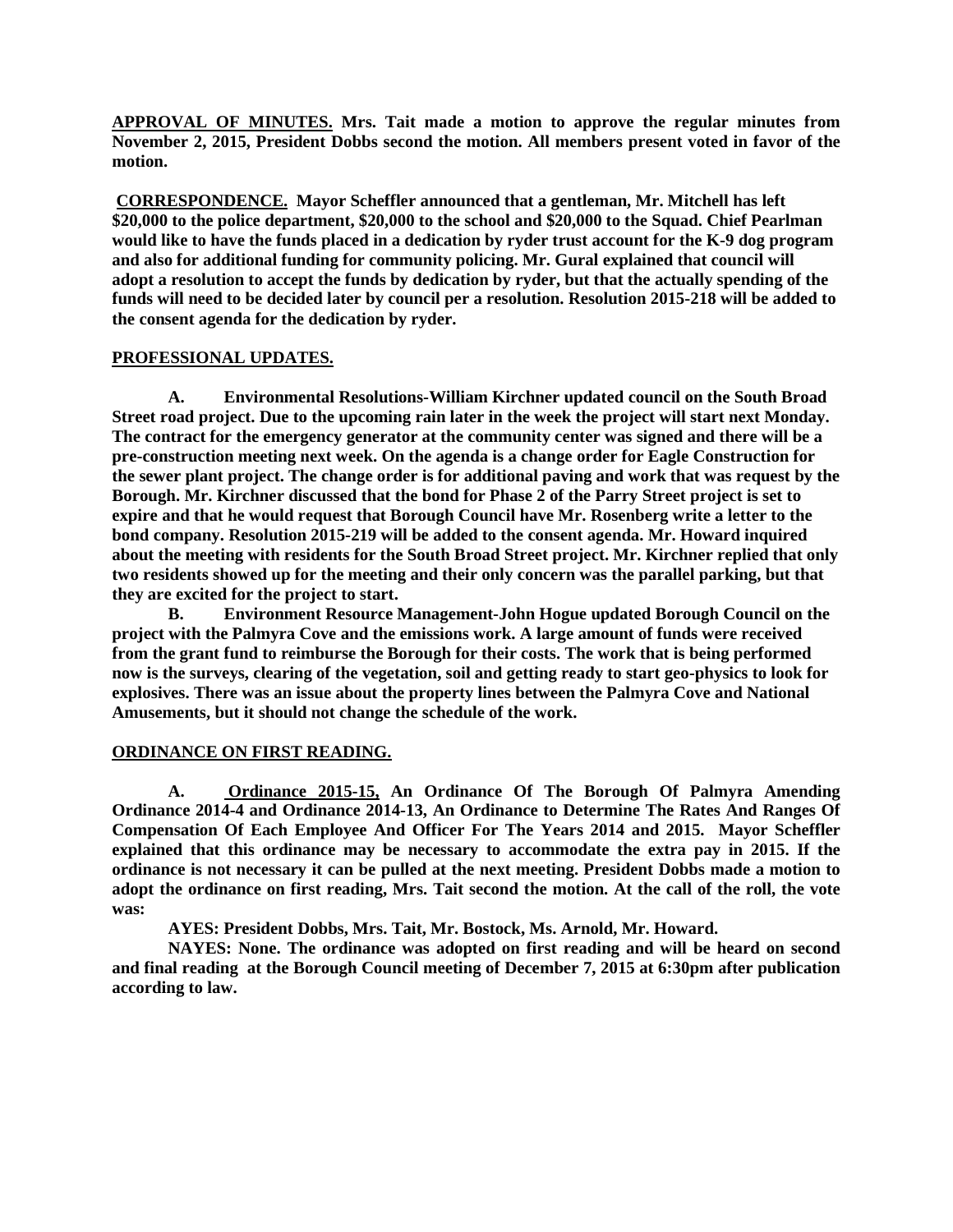**APPROVAL OF MINUTES. Mrs. Tait made a motion to approve the regular minutes from November 2, 2015, President Dobbs second the motion. All members present voted in favor of the motion.**

**CORRESPONDENCE. Mayor Scheffler announced that a gentleman, Mr. Mitchell has left $20,000 to the police department, $20,000 to the school and $20,000 to the Squad. Chief Pearlman would like to have the funds placed in a dedication by ryder trust account for the K-9 dog program and also for additional funding for community policing. Mr. Gural explained that council will adopt a resolution to accept the funds by dedication by ryder, but that the actually spending of the funds will need to be decided later by council per a resolution. Resolution 2015-218 will be added to the consent agenda for the dedication by ryder.**

**PROFESSIONAL UPDATES.**

**A. Environmental Resolutions-William Kirchner updated council on the South Broad Street road project. Due to the upcoming rain later in the week the project will start next Monday. The contract for the emergency generator at the community center was signed and there will be a pre-construction meeting next week. On the agenda is a change order for Eagle Construction for the sewer plant project. The change order is for additional paving and work that was request by the Borough. Mr. Kirchner discussed that the bond for Phase 2 of the Parry Street project is set to expire and that he would request that Borough Council have Mr. Rosenberg write a letter to the bond company. Resolution 2015-219 will be added to the consent agenda. Mr. Howard inquired about the meeting with residents for the South Broad Street project. Mr. Kirchner replied that only two residents showed up for the meeting and their only concern was the parallel parking, but that they are excited for the project to start.**

**B. Environment Resource Management-John Hogue updated Borough Council on the project with the Palmyra Cove and the emissions work. A large amount of funds were received from the grant fund to reimburse the Borough for their costs. The work that is being performed now is the surveys, clearing of the vegetation, soil and getting ready to start geo-physics to look for explosives. There was an issue about the property lines between the Palmyra Cove and National Amusements, but it should not change the schedule of the work.**

**ORDINANCE ON FIRST READING.**

**A. Ordinance 2015-15, An Ordinance Of The Borough Of Palmyra Amending Ordinance 2014-4 and Ordinance 2014-13, An Ordinance to Determine The Rates And Ranges Of Compensation Of Each Employee And Officer For The Years 2014 and 2015. Mayor Scheffler explained that this ordinance may be necessary to accommodate the extra pay in 2015. If the ordinance is not necessary it can be pulled at the next meeting. President Dobbs made a motion to adopt the ordinance on first reading, Mrs. Tait second the motion. At the call of the roll, the vote was:**

**AYES: President Dobbs, Mrs. Tait, Mr. Bostock, Ms. Arnold, Mr. Howard.**

**NAYES: None. The ordinance was adopted on first reading and will be heard on second and final reading at the Borough Council meeting of December 7, 2015 at 6:30pm after publication according to law.**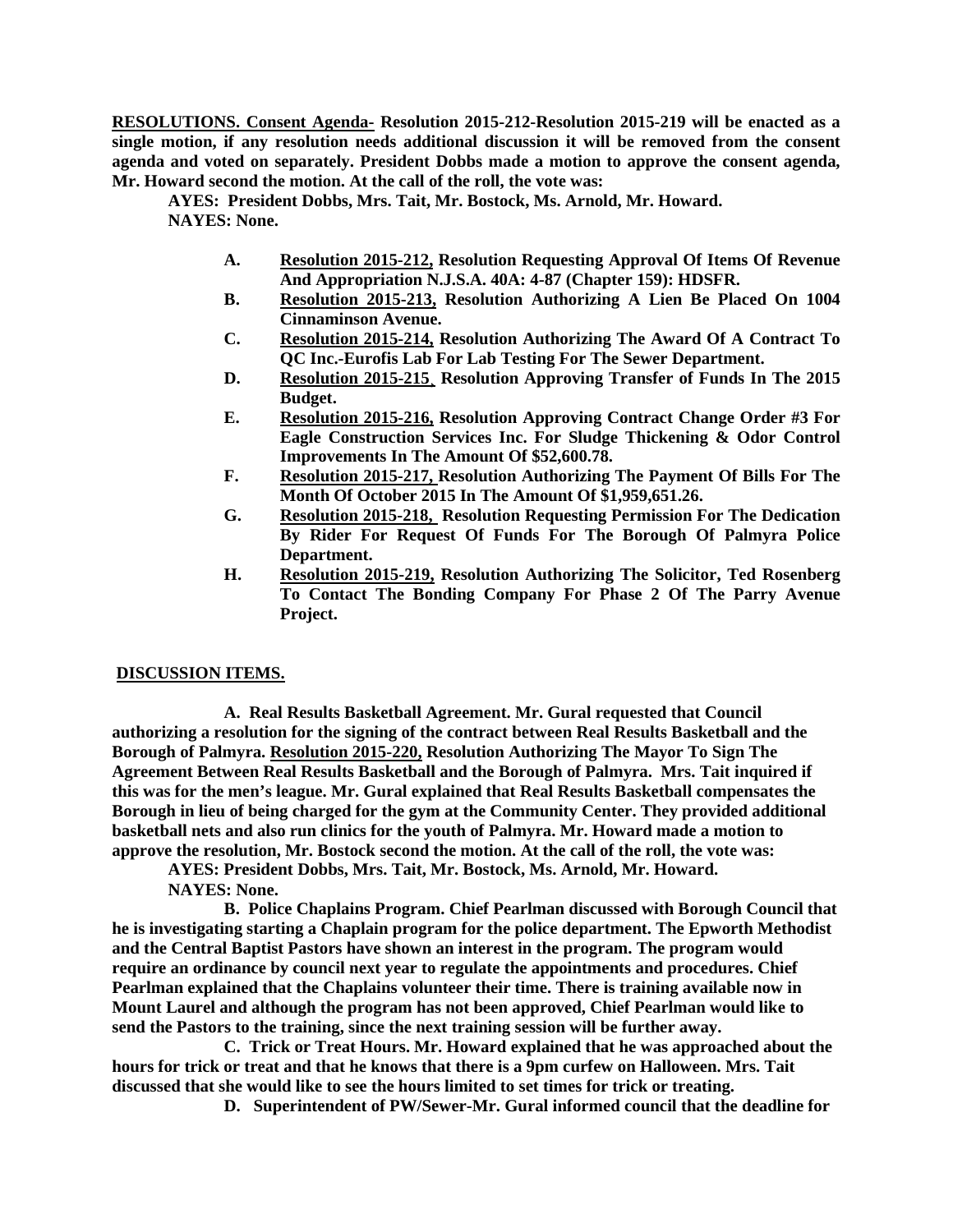**<u>RESOLUTIONS.</u> Consent Agenda- Resolution 2015-212-Resolution 2015-219 will be enacted as a single motion, if any resolution needs additional discussion it will be removed from the consent agenda and voted on separately. President Dobbs made a motion to approve the consent agenda, Mr. Howard second the motion. At the call of the roll, the vote was:**

**AYES: President Dobbs, Mrs. Tait, Mr. Bostock, Ms. Arnold, Mr. Howard.**
**NAYES: None.**

- **A. <u>Resolution 2015-212,</u> Resolution Requesting Approval Of Items Of Revenue And Appropriation N.J.S.A. 40A: 4-87 (Chapter 159): HDSFR.**
- **B. <u>Resolution 2015-213,</u> Resolution Authorizing A Lien Be Placed On 1004 Cinnaminson Avenue.**
- **C. <u>Resolution 2015-214,</u> Resolution Authorizing The Award Of A Contract To QC Inc.-Eurofis Lab For Lab Testing For The Sewer Department.**
- **D. <u>Resolution 2015-215</u>, Resolution Approving Transfer of Funds In The 2015 Budget.**
- **E. <u>Resolution 2015-216,</u> Resolution Approving Contract Change Order #3 For Eagle Construction Services Inc. For Sludge Thickening & Odor Control Improvements In The Amount Of $52,600.78.**
- **F. <u>Resolution 2015-217,</u> Resolution Authorizing The Payment Of Bills For The Month Of October 2015 In The Amount Of $1,959,651.26.**
- **G. <u>Resolution 2015-218,</u> Resolution Requesting Permission For The Dedication By Rider For Request Of Funds For The Borough Of Palmyra Police Department.**
- **H. <u>Resolution 2015-219,</u> Resolution Authorizing The Solicitor, Ted Rosenberg To Contact The Bonding Company For Phase 2 Of The Parry Avenue Project.**

**<u>DISCUSSION ITEMS.</u>**

**A. Real Results Basketball Agreement. Mr. Gural requested that Council authorizing a resolution for the signing of the contract between Real Results Basketball and the Borough of Palmyra. <u>Resolution 2015-220,</u> Resolution Authorizing The Mayor To Sign The Agreement Between Real Results Basketball and the Borough of Palmyra. Mrs. Tait inquired if this was for the men's league. Mr. Gural explained that Real Results Basketball compensates the Borough in lieu of being charged for the gym at the Community Center. They provided additional basketball nets and also run clinics for the youth of Palmyra. Mr. Howard made a motion to approve the resolution, Mr. Bostock second the motion. At the call of the roll, the vote was:**

**AYES: President Dobbs, Mrs. Tait, Mr. Bostock, Ms. Arnold, Mr. Howard.**
**NAYES: None.**

**B. Police Chaplains Program. Chief Pearlman discussed with Borough Council that he is investigating starting a Chaplain program for the police department. The Epworth Methodist and the Central Baptist Pastors have shown an interest in the program. The program would require an ordinance by council next year to regulate the appointments and procedures. Chief Pearlman explained that the Chaplains volunteer their time. There is training available now in Mount Laurel and although the program has not been approved, Chief Pearlman would like to send the Pastors to the training, since the next training session will be further away.**

**C. Trick or Treat Hours. Mr. Howard explained that he was approached about the hours for trick or treat and that he knows that there is a 9pm curfew on Halloween. Mrs. Tait discussed that she would like to see the hours limited to set times for trick or treating.**

**D. Superintendent of PW/Sewer-Mr. Gural informed council that the deadline for**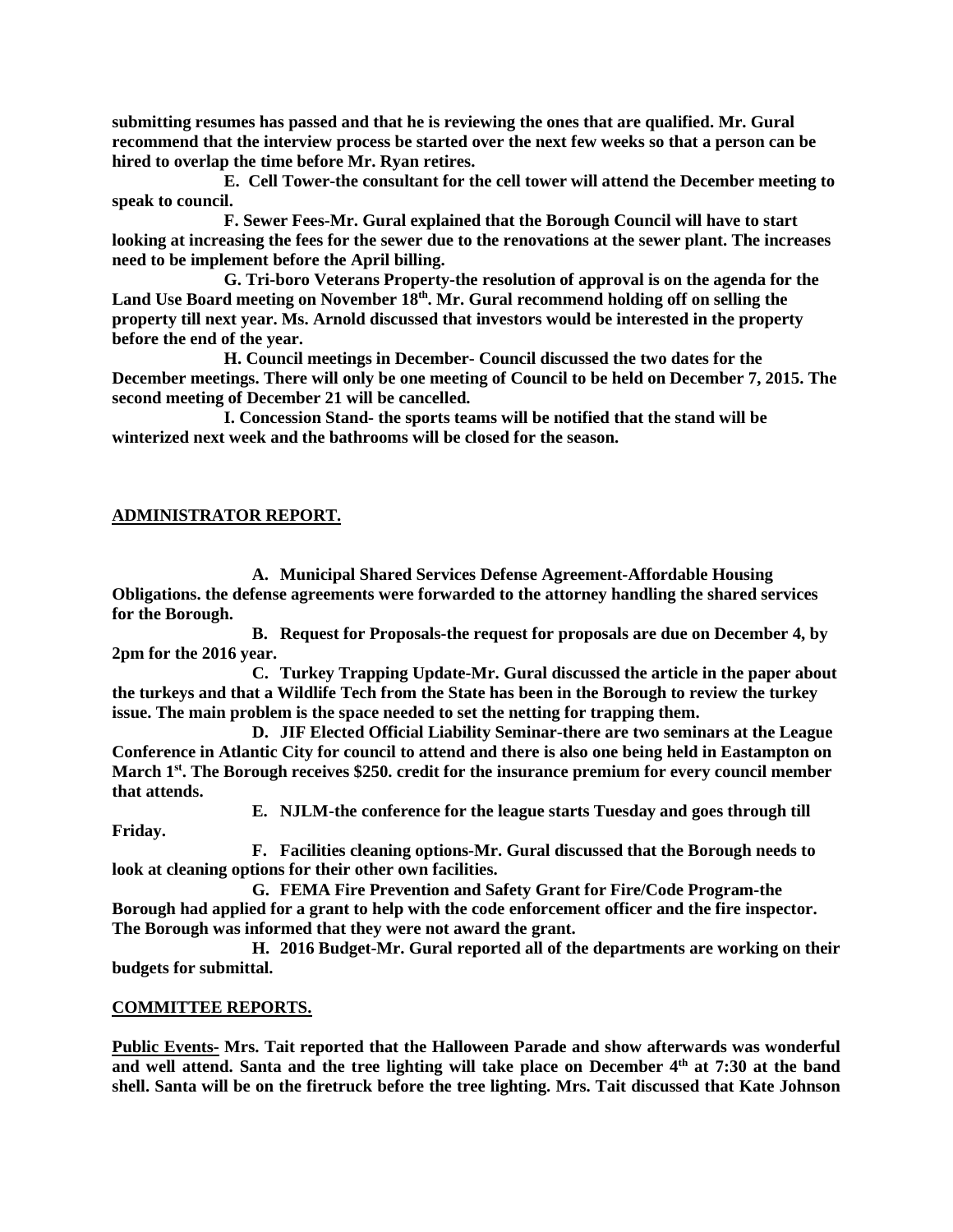**submitting resumes has passed and that he is reviewing the ones that are qualified. Mr. Gural recommend that the interview process be started over the next few weeks so that a person can be hired to overlap the time before Mr. Ryan retires.**

**E. Cell Tower-the consultant for the cell tower will attend the December meeting to speak to council.**

**F. Sewer Fees-Mr. Gural explained that the Borough Council will have to start looking at increasing the fees for the sewer due to the renovations at the sewer plant. The increases need to be implement before the April billing.**

**G. Tri-boro Veterans Property-the resolution of approval is on the agenda for the Land Use Board meeting on November 18th. Mr. Gural recommend holding off on selling the property till next year. Ms. Arnold discussed that investors would be interested in the property before the end of the year.**

**H. Council meetings in December- Council discussed the two dates for the December meetings. There will only be one meeting of Council to be held on December 7, 2015. The second meeting of December 21 will be cancelled.**

**I. Concession Stand- the sports teams will be notified that the stand will be winterized next week and the bathrooms will be closed for the season.**

## ADMINISTRATOR REPORT.

**A. Municipal Shared Services Defense Agreement-Affordable Housing Obligations. the defense agreements were forwarded to the attorney handling the shared services for the Borough.**

**B. Request for Proposals-the request for proposals are due on December 4, by 2pm for the 2016 year.**

**C. Turkey Trapping Update-Mr. Gural discussed the article in the paper about the turkeys and that a Wildlife Tech from the State has been in the Borough to review the turkey issue. The main problem is the space needed to set the netting for trapping them.**

**D. JIF Elected Official Liability Seminar-there are two seminars at the League Conference in Atlantic City for council to attend and there is also one being held in Eastampton on March 1st. The Borough receives $250. credit for the insurance premium for every council member that attends.**

**E. NJLM-the conference for the league starts Tuesday and goes through till Friday.**

**F. Facilities cleaning options-Mr. Gural discussed that the Borough needs to look at cleaning options for their other own facilities.**

**G. FEMA Fire Prevention and Safety Grant for Fire/Code Program-the Borough had applied for a grant to help with the code enforcement officer and the fire inspector. The Borough was informed that they were not award the grant.**

**H. 2016 Budget-Mr. Gural reported all of the departments are working on their budgets for submittal.**

## COMMITTEE REPORTS.

**Public Events- Mrs. Tait reported that the Halloween Parade and show afterwards was wonderful and well attend. Santa and the tree lighting will take place on December 4th at 7:30 at the band shell. Santa will be on the firetruck before the tree lighting. Mrs. Tait discussed that Kate Johnson**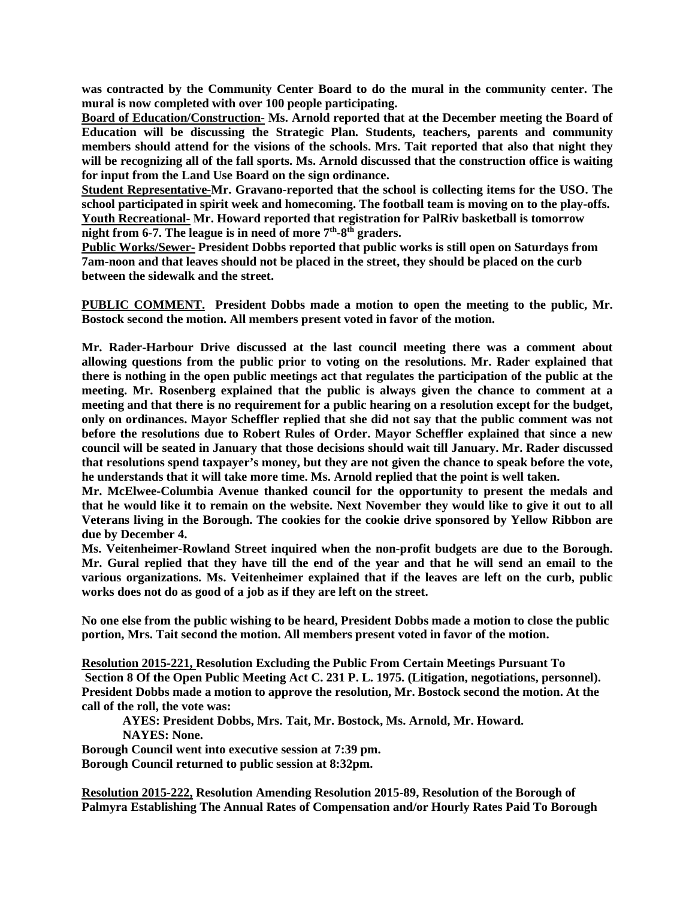**was contracted by the Community Center Board to do the mural in the community center. The mural is now completed with over 100 people participating.**

**<u>Board of Education/Construction-</u> Ms. Arnold reported that at the December meeting the Board of Education will be discussing the Strategic Plan. Students, teachers, parents and community members should attend for the visions of the schools. Mrs. Tait reported that also that night they will be recognizing all of the fall sports. Ms. Arnold discussed that the construction office is waiting for input from the Land Use Board on the sign ordinance.**

**<u>Student Representative-</u>Mr. Gravano-reported that the school is collecting items for the USO. The school participated in spirit week and homecoming. The football team is moving on to the play-offs.**

**<u>Youth Recreational-</u> Mr. Howard reported that registration for PalRiv basketball is tomorrow night from 6-7. The league is in need of more 7th-8th graders.**

**<u>Public Works/Sewer-</u> President Dobbs reported that public works is still open on Saturdays from 7am-noon and that leaves should not be placed in the street, they should be placed on the curb between the sidewalk and the street.**

**<u>PUBLIC COMMENT.</u> President Dobbs made a motion to open the meeting to the public, Mr. Bostock second the motion. All members present voted in favor of the motion.**

**Mr. Rader-Harbour Drive discussed at the last council meeting there was a comment about allowing questions from the public prior to voting on the resolutions. Mr. Rader explained that there is nothing in the open public meetings act that regulates the participation of the public at the meeting. Mr. Rosenberg explained that the public is always given the chance to comment at a meeting and that there is no requirement for a public hearing on a resolution except for the budget, only on ordinances. Mayor Scheffler replied that she did not say that the public comment was not before the resolutions due to Robert Rules of Order. Mayor Scheffler explained that since a new council will be seated in January that those decisions should wait till January. Mr. Rader discussed that resolutions spend taxpayer's money, but they are not given the chance to speak before the vote, he understands that it will take more time. Ms. Arnold replied that the point is well taken.**

**Mr. McElwee-Columbia Avenue thanked council for the opportunity to present the medals and that he would like it to remain on the website. Next November they would like to give it out to all Veterans living in the Borough. The cookies for the cookie drive sponsored by Yellow Ribbon are due by December 4.**

**Ms. Veitenheimer-Rowland Street inquired when the non-profit budgets are due to the Borough. Mr. Gural replied that they have till the end of the year and that he will send an email to the various organizations. Ms. Veitenheimer explained that if the leaves are left on the curb, public works does not do as good of a job as if they are left on the street.**

**No one else from the public wishing to be heard, President Dobbs made a motion to close the public portion, Mrs. Tait second the motion. All members present voted in favor of the motion.**

**<u>Resolution 2015-221,</u> Resolution Excluding the Public From Certain Meetings Pursuant To Section 8 Of the Open Public Meeting Act C. 231 P. L. 1975. (Litigation, negotiations, personnel). President Dobbs made a motion to approve the resolution, Mr. Bostock second the motion. At the call of the roll, the vote was:**

**AYES: President Dobbs, Mrs. Tait, Mr. Bostock, Ms. Arnold, Mr. Howard.**
**NAYES: None.**

**Borough Council went into executive session at 7:39 pm.**
**Borough Council returned to public session at 8:32pm.**

**<u>Resolution 2015-222,</u> Resolution Amending Resolution 2015-89, Resolution of the Borough of Palmyra Establishing The Annual Rates of Compensation and/or Hourly Rates Paid To Borough**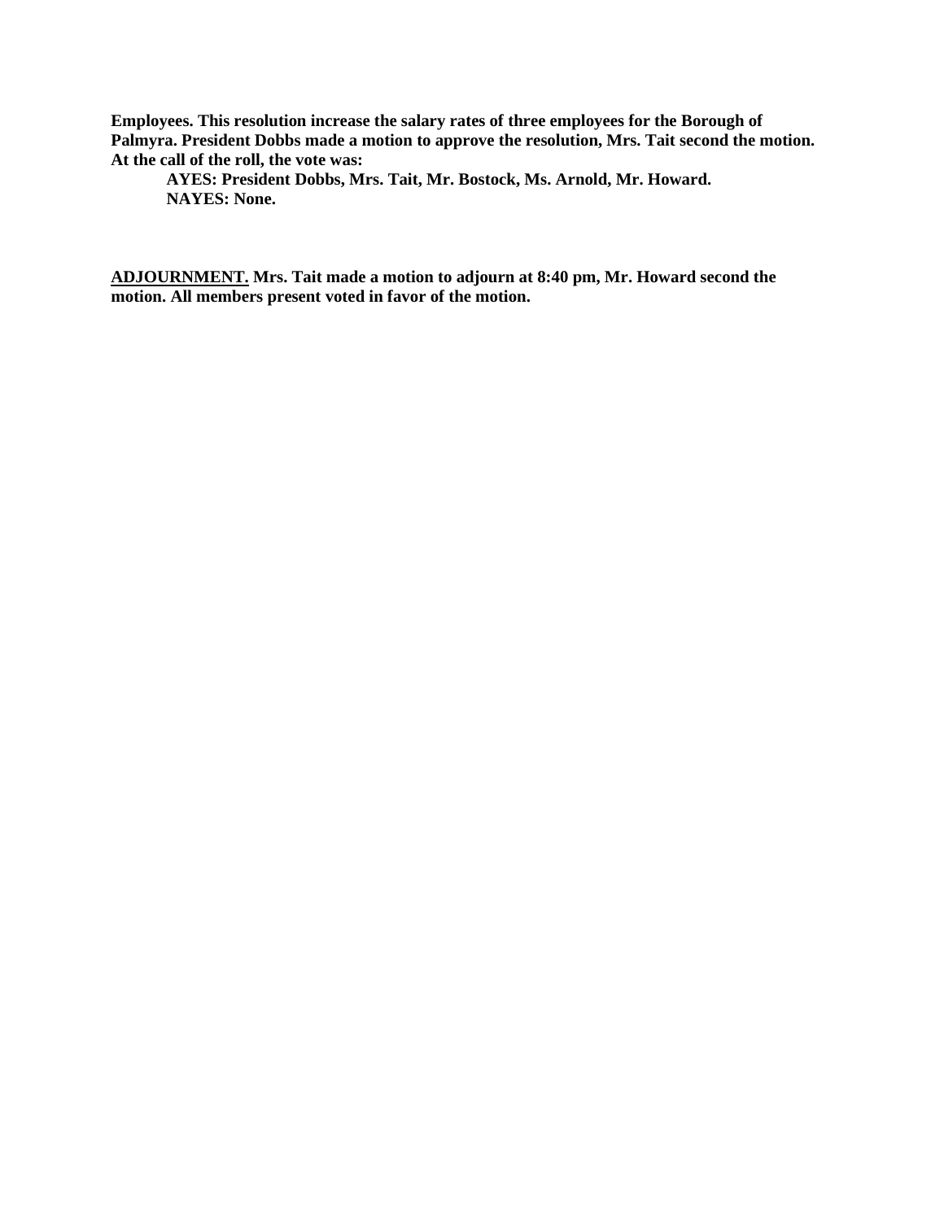**Employees. This resolution increase the salary rates of three employees for the Borough of Palmyra. President Dobbs made a motion to approve the resolution, Mrs. Tait second the motion. At the call of the roll, the vote was:**

> **AYES: President Dobbs, Mrs. Tait, Mr. Bostock, Ms. Arnold, Mr. Howard.**
> **NAYES: None.**

**ADJOURNMENT. Mrs. Tait made a motion to adjourn at 8:40 pm, Mr. Howard second the motion. All members present voted in favor of the motion.**